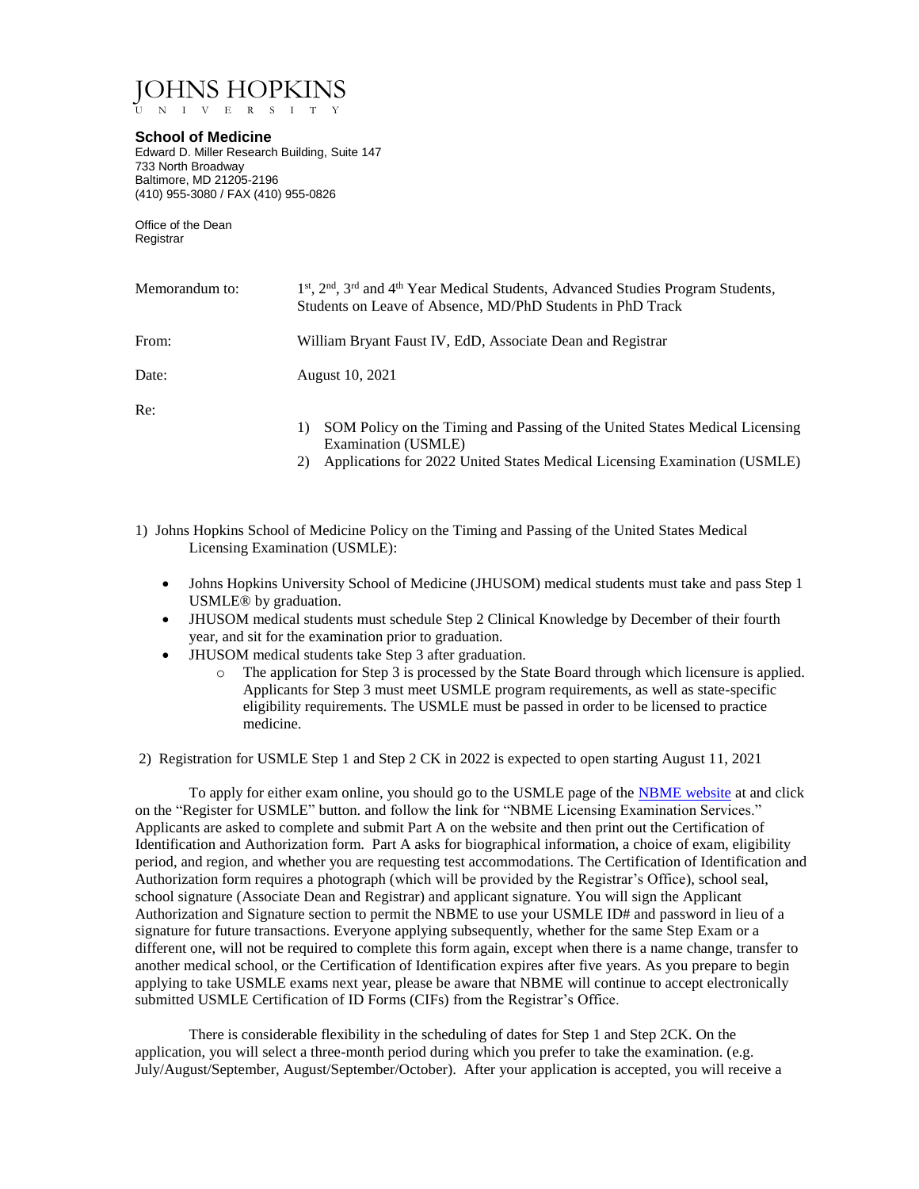# JOHNS HOPKINS
UNIVERSITY

**School of Medicine**
Edward D. Miller Research Building, Suite 147
733 North Broadway
Baltimore, MD 21205-2196
(410) 955-3080 / FAX (410) 955-0826

Office of the Dean
Registrar

| | |
|---|---|
| Memorandum to: | 1st, 2nd, 3rd and 4th Year Medical Students, Advanced Studies Program Students, Students on Leave of Absence, MD/PhD Students in PhD Track |
| From: | William Bryant Faust IV, EdD, Associate Dean and Registrar |
| Date: | August 10, 2021 |
| Re: | 1) SOM Policy on the Timing and Passing of the United States Medical Licensing Examination (USMLE)<br>2) Applications for 2022 United States Medical Licensing Examination (USMLE) |

1) Johns Hopkins School of Medicine Policy on the Timing and Passing of the United States Medical Licensing Examination (USMLE):

- Johns Hopkins University School of Medicine (JHUSOM) medical students must take and pass Step 1 USMLE® by graduation.
- JHUSOM medical students must schedule Step 2 Clinical Knowledge by December of their fourth year, and sit for the examination prior to graduation.
- JHUSOM medical students take Step 3 after graduation.
  - The application for Step 3 is processed by the State Board through which licensure is applied. Applicants for Step 3 must meet USMLE program requirements, as well as state-specific eligibility requirements. The USMLE must be passed in order to be licensed to practice medicine.

2) Registration for USMLE Step 1 and Step 2 CK in 2022 is expected to open starting August 11, 2021

To apply for either exam online, you should go to the USMLE page of the NBME website at and click on the "Register for USMLE" button. and follow the link for "NBME Licensing Examination Services." Applicants are asked to complete and submit Part A on the website and then print out the Certification of Identification and Authorization form. Part A asks for biographical information, a choice of exam, eligibility period, and region, and whether you are requesting test accommodations. The Certification of Identification and Authorization form requires a photograph (which will be provided by the Registrar's Office), school seal, school signature (Associate Dean and Registrar) and applicant signature. You will sign the Applicant Authorization and Signature section to permit the NBME to use your USMLE ID# and password in lieu of a signature for future transactions. Everyone applying subsequently, whether for the same Step Exam or a different one, will not be required to complete this form again, except when there is a name change, transfer to another medical school, or the Certification of Identification expires after five years. As you prepare to begin applying to take USMLE exams next year, please be aware that NBME will continue to accept electronically submitted USMLE Certification of ID Forms (CIFs) from the Registrar's Office.

There is considerable flexibility in the scheduling of dates for Step 1 and Step 2CK. On the application, you will select a three-month period during which you prefer to take the examination. (e.g. July/August/September, August/September/October). After your application is accepted, you will receive a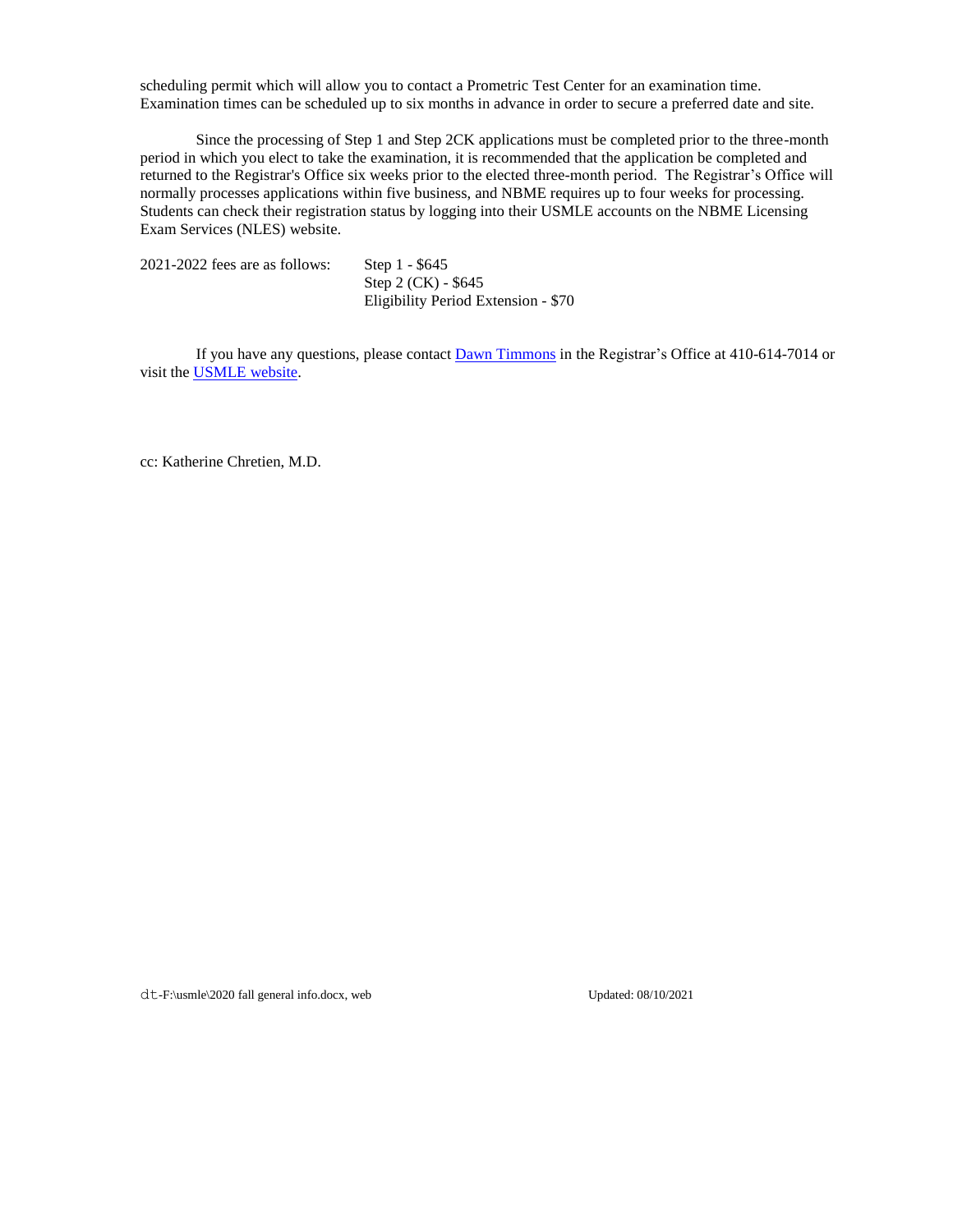scheduling permit which will allow you to contact a Prometric Test Center for an examination time. Examination times can be scheduled up to six months in advance in order to secure a preferred date and site.

Since the processing of Step 1 and Step 2CK applications must be completed prior to the three-month period in which you elect to take the examination, it is recommended that the application be completed and returned to the Registrar's Office six weeks prior to the elected three-month period. The Registrar's Office will normally processes applications within five business, and NBME requires up to four weeks for processing. Students can check their registration status by logging into their USMLE accounts on the NBME Licensing Exam Services (NLES) website.

| | |
|---|---|
| 2021-2022 fees are as follows: | Step 1 - $645 |
| | Step 2 (CK) - $645 |
| | Eligibility Period Extension - $70 |

If you have any questions, please contact Dawn Timmons in the Registrar's Office at 410-614-7014 or visit the USMLE website.

cc: Katherine Chretien, M.D.

dt-F:\usmle\2020 fall general info.docx, web

Updated: 08/10/2021